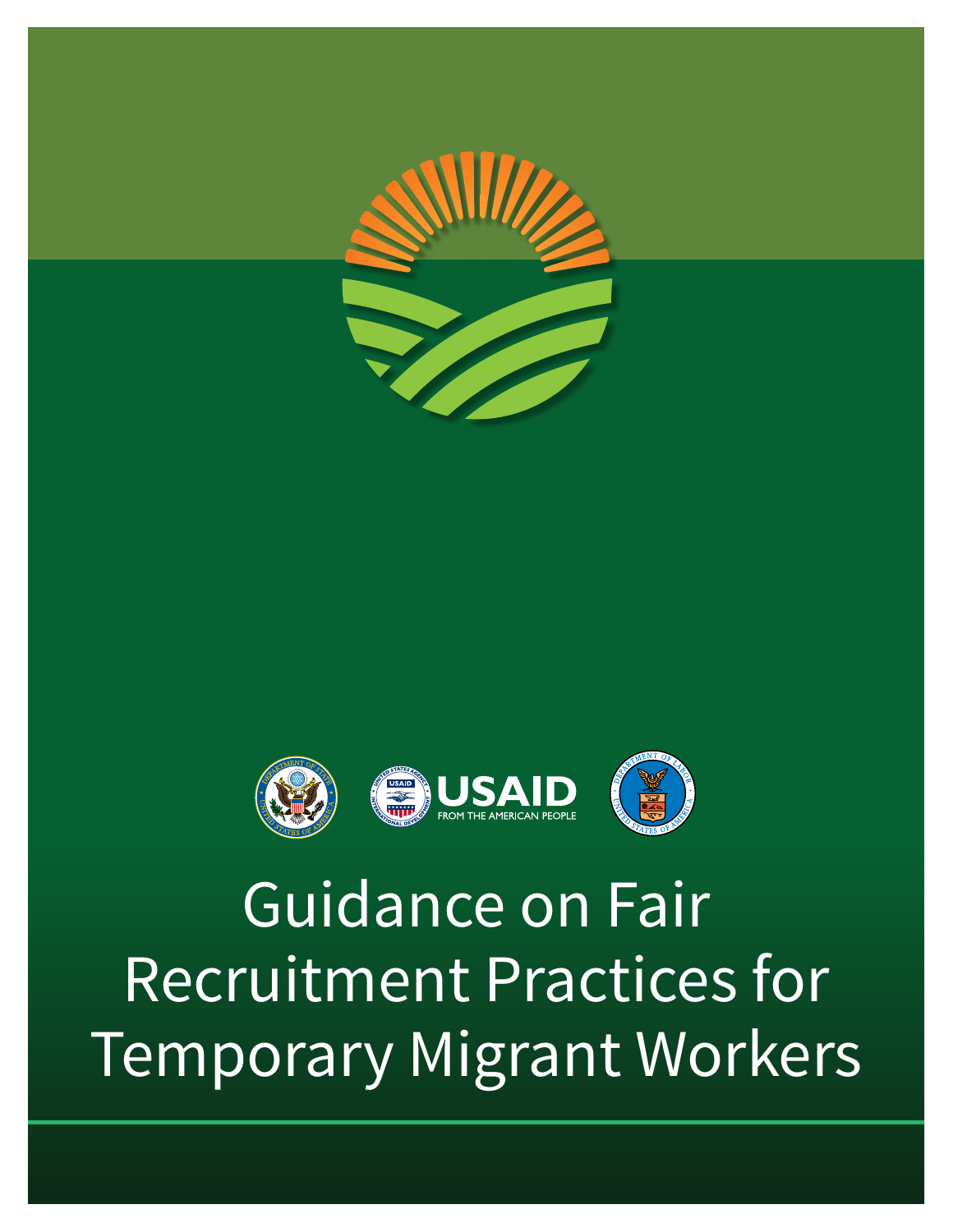USAID FROM THE AMERICAN PEOPLE

# Guidance on Fair Recruitment Practices for Temporary Migrant Workers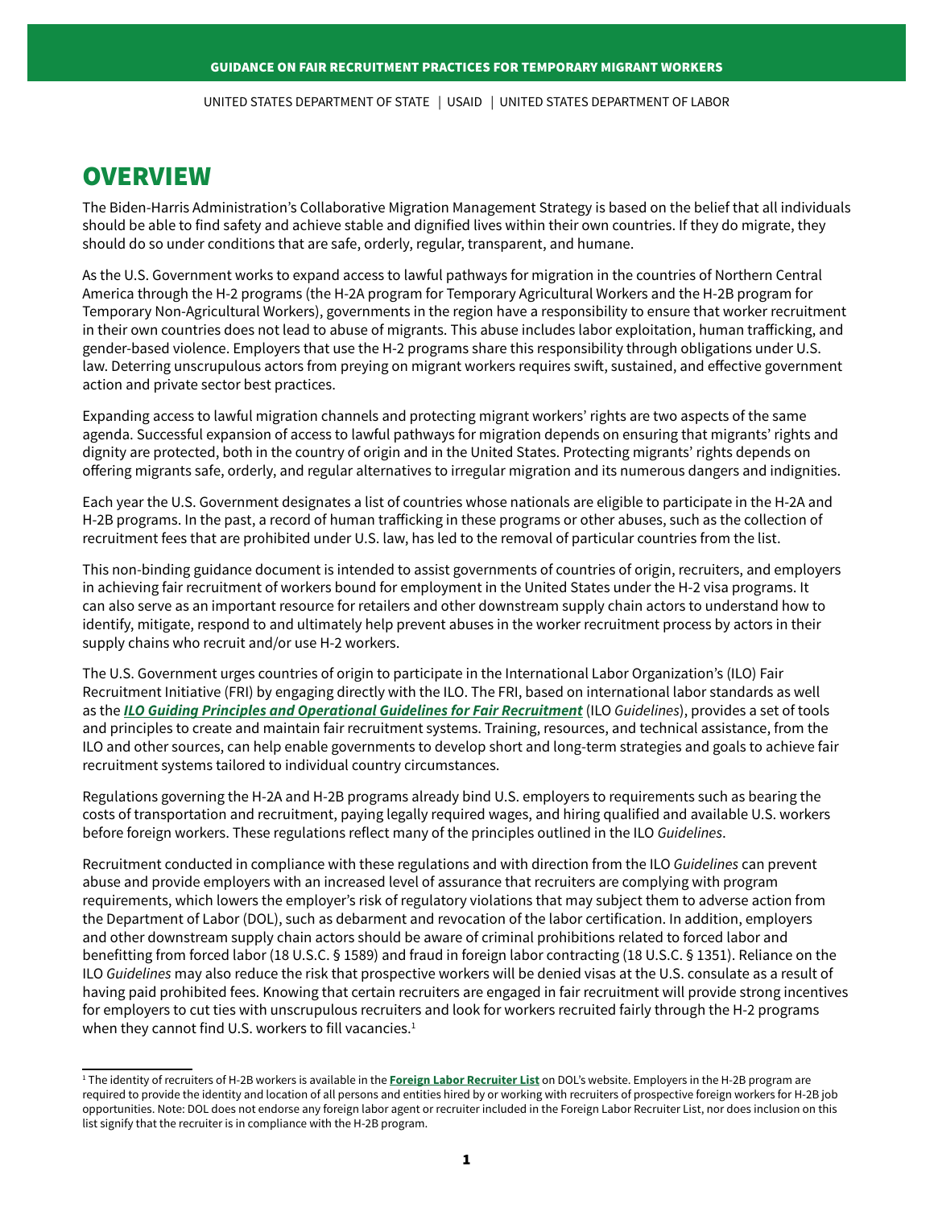# OVERVIEW

The Biden-Harris Administration's Collaborative Migration Management Strategy is based on the belief that all individuals should be able to find safety and achieve stable and dignified lives within their own countries. If they do migrate, they should do so under conditions that are safe, orderly, regular, transparent, and humane.

As the U.S. Government works to expand access to lawful pathways for migration in the countries of Northern Central America through the H-2 programs (the H-2A program for Temporary Agricultural Workers and the H-2B program for Temporary Non-Agricultural Workers), governments in the region have a responsibility to ensure that worker recruitment in their own countries does not lead to abuse of migrants. This abuse includes labor exploitation, human trafficking, and gender-based violence. Employers that use the H-2 programs share this responsibility through obligations under U.S. law. Deterring unscrupulous actors from preying on migrant workers requires swift, sustained, and effective government action and private sector best practices.

Expanding access to lawful migration channels and protecting migrant workers' rights are two aspects of the same agenda. Successful expansion of access to lawful pathways for migration depends on ensuring that migrants' rights and dignity are protected, both in the country of origin and in the United States. Protecting migrants' rights depends on offering migrants safe, orderly, and regular alternatives to irregular migration and its numerous dangers and indignities.

Each year the U.S. Government designates a list of countries whose nationals are eligible to participate in the H-2A and H-2B programs. In the past, a record of human trafficking in these programs or other abuses, such as the collection of recruitment fees that are prohibited under U.S. law, has led to the removal of particular countries from the list.

This non-binding guidance document is intended to assist governments of countries of origin, recruiters, and employers in achieving fair recruitment of workers bound for employment in the United States under the H-2 visa programs. It can also serve as an important resource for retailers and other downstream supply chain actors to understand how to identify, mitigate, respond to and ultimately help prevent abuses in the worker recruitment process by actors in their supply chains who recruit and/or use H-2 workers.

The U.S. Government urges countries of origin to participate in the International Labor Organization's (ILO) Fair Recruitment Initiative (FRI) by engaging directly with the ILO. The FRI, based on international labor standards as well as the ***ILO Guiding Principles and Operational Guidelines for Fair Recruitment*** (ILO *Guidelines*), provides a set of tools and principles to create and maintain fair recruitment systems. Training, resources, and technical assistance, from the ILO and other sources, can help enable governments to develop short and long-term strategies and goals to achieve fair recruitment systems tailored to individual country circumstances.

Regulations governing the H-2A and H-2B programs already bind U.S. employers to requirements such as bearing the costs of transportation and recruitment, paying legally required wages, and hiring qualified and available U.S. workers before foreign workers. These regulations reflect many of the principles outlined in the ILO *Guidelines*.

Recruitment conducted in compliance with these regulations and with direction from the ILO *Guidelines* can prevent abuse and provide employers with an increased level of assurance that recruiters are complying with program requirements, which lowers the employer's risk of regulatory violations that may subject them to adverse action from the Department of Labor (DOL), such as debarment and revocation of the labor certification. In addition, employers and other downstream supply chain actors should be aware of criminal prohibitions related to forced labor and benefitting from forced labor (18 U.S.C. § 1589) and fraud in foreign labor contracting (18 U.S.C. § 1351). Reliance on the ILO *Guidelines* may also reduce the risk that prospective workers will be denied visas at the U.S. consulate as a result of having paid prohibited fees. Knowing that certain recruiters are engaged in fair recruitment will provide strong incentives for employers to cut ties with unscrupulous recruiters and look for workers recruited fairly through the H-2 programs when they cannot find U.S. workers to fill vacancies.[1]

---

[1] The identity of recruiters of H-2B workers is available in the **Foreign Labor Recruiter List** on DOL's website. Employers in the H-2B program are required to provide the identity and location of all persons and entities hired by or working with recruiters of prospective foreign workers for H-2B job opportunities. Note: DOL does not endorse any foreign labor agent or recruiter included in the Foreign Labor Recruiter List, nor does inclusion on this list signify that the recruiter is in compliance with the H-2B program.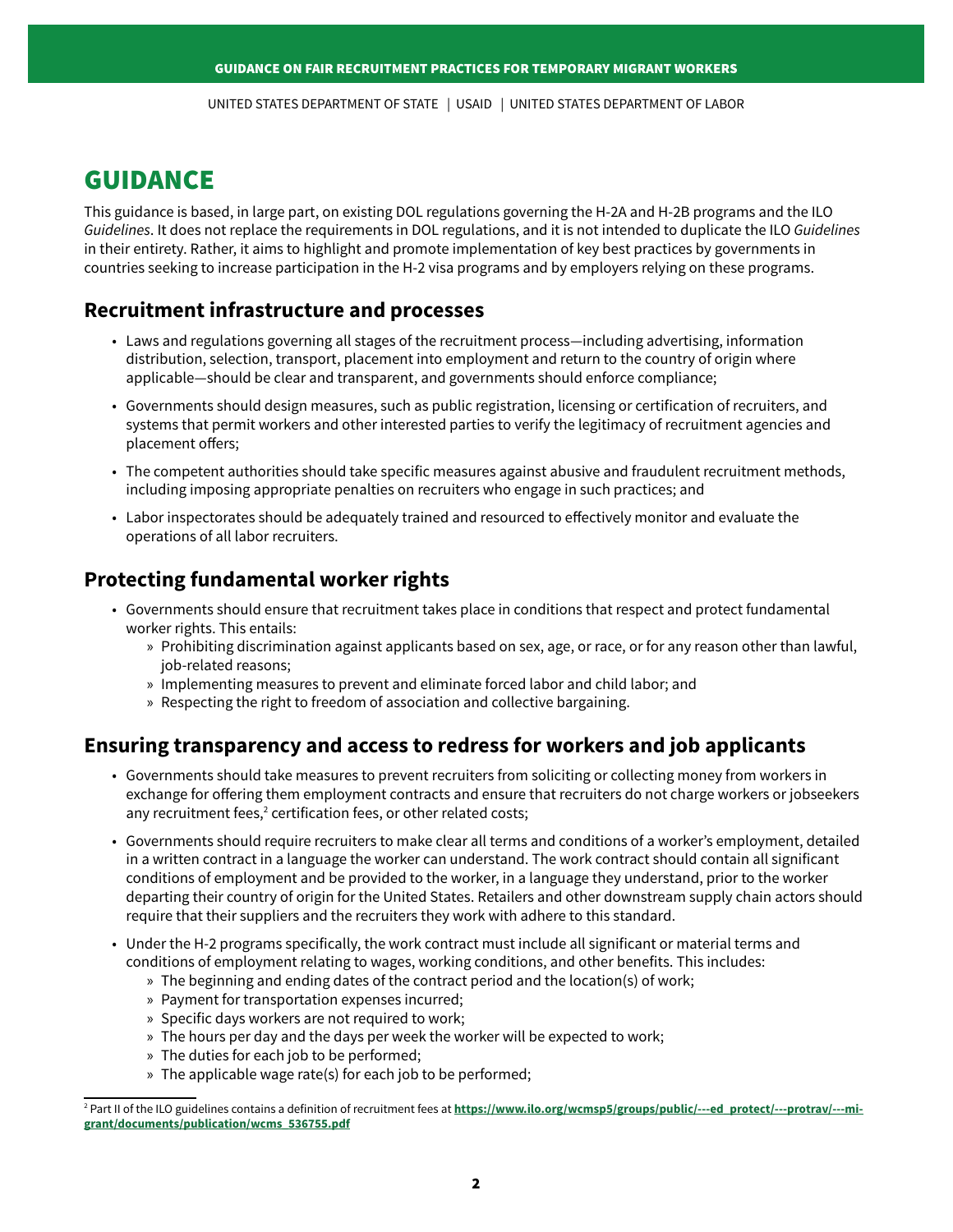# GUIDANCE

This guidance is based, in large part, on existing DOL regulations governing the H-2A and H-2B programs and the ILO *Guidelines*. It does not replace the requirements in DOL regulations, and it is not intended to duplicate the ILO *Guidelines* in their entirety. Rather, it aims to highlight and promote implementation of key best practices by governments in countries seeking to increase participation in the H-2 visa programs and by employers relying on these programs.

## Recruitment infrastructure and processes

- Laws and regulations governing all stages of the recruitment process—including advertising, information distribution, selection, transport, placement into employment and return to the country of origin where applicable—should be clear and transparent, and governments should enforce compliance;
- Governments should design measures, such as public registration, licensing or certification of recruiters, and systems that permit workers and other interested parties to verify the legitimacy of recruitment agencies and placement offers;
- The competent authorities should take specific measures against abusive and fraudulent recruitment methods, including imposing appropriate penalties on recruiters who engage in such practices; and
- Labor inspectorates should be adequately trained and resourced to effectively monitor and evaluate the operations of all labor recruiters.

## Protecting fundamental worker rights

- Governments should ensure that recruitment takes place in conditions that respect and protect fundamental worker rights. This entails:
  - Prohibiting discrimination against applicants based on sex, age, or race, or for any reason other than lawful, job-related reasons;
  - Implementing measures to prevent and eliminate forced labor and child labor; and
  - Respecting the right to freedom of association and collective bargaining.

## Ensuring transparency and access to redress for workers and job applicants

- Governments should take measures to prevent recruiters from soliciting or collecting money from workers in exchange for offering them employment contracts and ensure that recruiters do not charge workers or jobseekers any recruitment fees,[2] certification fees, or other related costs;
- Governments should require recruiters to make clear all terms and conditions of a worker's employment, detailed in a written contract in a language the worker can understand. The work contract should contain all significant conditions of employment and be provided to the worker, in a language they understand, prior to the worker departing their country of origin for the United States. Retailers and other downstream supply chain actors should require that their suppliers and the recruiters they work with adhere to this standard.
- Under the H-2 programs specifically, the work contract must include all significant or material terms and conditions of employment relating to wages, working conditions, and other benefits. This includes:
  - The beginning and ending dates of the contract period and the location(s) of work;
  - Payment for transportation expenses incurred;
  - Specific days workers are not required to work;
  - The hours per day and the days per week the worker will be expected to work;
  - The duties for each job to be performed;
  - The applicable wage rate(s) for each job to be performed;

[2] Part II of the ILO guidelines contains a definition of recruitment fees at **https://www.ilo.org/wcmsp5/groups/public/---ed_protect/---protrav/---migrant/documents/publication/wcms_536755.pdf**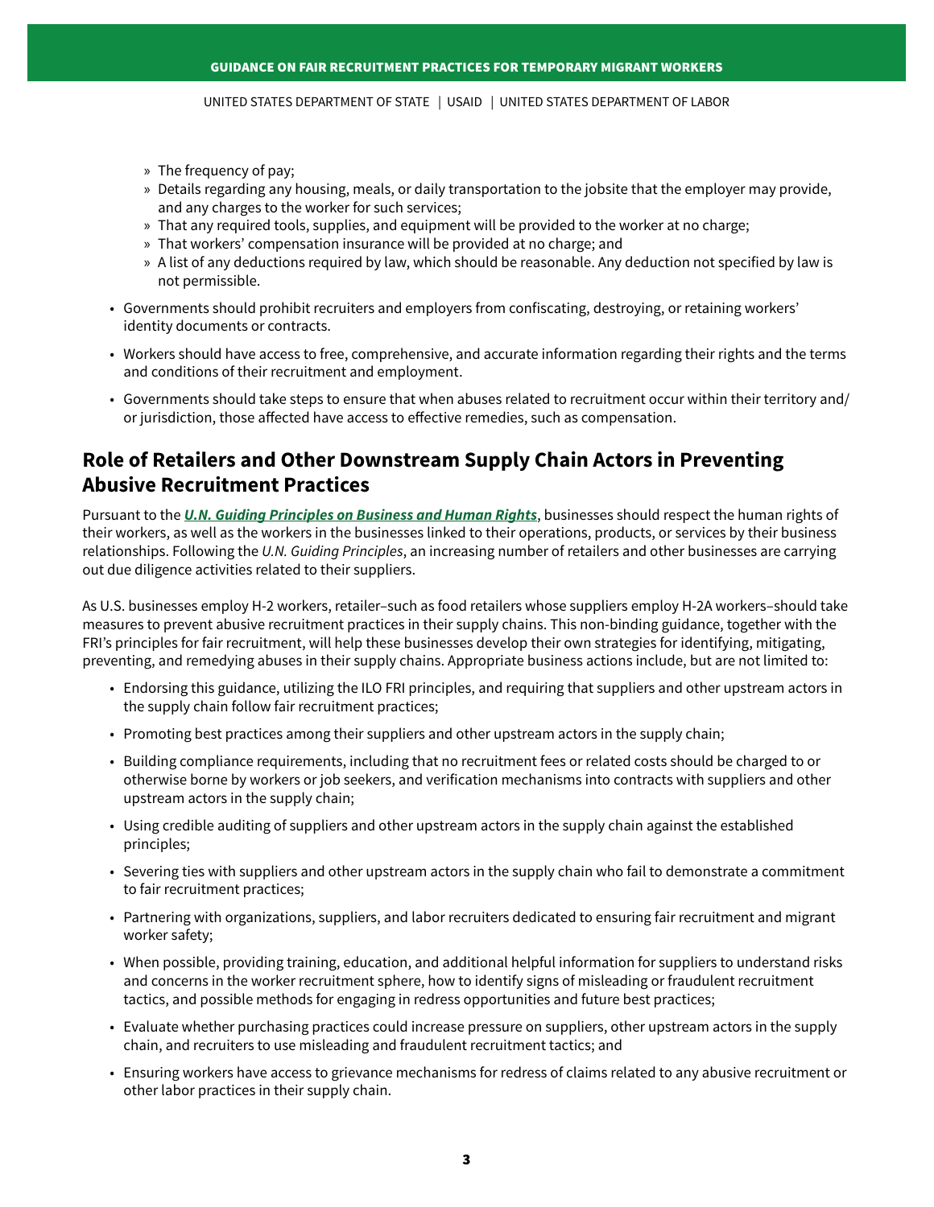- The frequency of pay;
  - Details regarding any housing, meals, or daily transportation to the jobsite that the employer may provide, and any charges to the worker for such services;
  - That any required tools, supplies, and equipment will be provided to the worker at no charge;
  - That workers' compensation insurance will be provided at no charge; and
  - A list of any deductions required by law, which should be reasonable. Any deduction not specified by law is not permissible.
- Governments should prohibit recruiters and employers from confiscating, destroying, or retaining workers' identity documents or contracts.
- Workers should have access to free, comprehensive, and accurate information regarding their rights and the terms and conditions of their recruitment and employment.
- Governments should take steps to ensure that when abuses related to recruitment occur within their territory and/or jurisdiction, those affected have access to effective remedies, such as compensation.

## Role of Retailers and Other Downstream Supply Chain Actors in Preventing Abusive Recruitment Practices

Pursuant to the ***U.N. Guiding Principles on Business and Human Rights***, businesses should respect the human rights of their workers, as well as the workers in the businesses linked to their operations, products, or services by their business relationships. Following the *U.N. Guiding Principles*, an increasing number of retailers and other businesses are carrying out due diligence activities related to their suppliers.

As U.S. businesses employ H-2 workers, retailer–such as food retailers whose suppliers employ H-2A workers–should take measures to prevent abusive recruitment practices in their supply chains. This non-binding guidance, together with the FRI's principles for fair recruitment, will help these businesses develop their own strategies for identifying, mitigating, preventing, and remedying abuses in their supply chains. Appropriate business actions include, but are not limited to:

- Endorsing this guidance, utilizing the ILO FRI principles, and requiring that suppliers and other upstream actors in the supply chain follow fair recruitment practices;
- Promoting best practices among their suppliers and other upstream actors in the supply chain;
- Building compliance requirements, including that no recruitment fees or related costs should be charged to or otherwise borne by workers or job seekers, and verification mechanisms into contracts with suppliers and other upstream actors in the supply chain;
- Using credible auditing of suppliers and other upstream actors in the supply chain against the established principles;
- Severing ties with suppliers and other upstream actors in the supply chain who fail to demonstrate a commitment to fair recruitment practices;
- Partnering with organizations, suppliers, and labor recruiters dedicated to ensuring fair recruitment and migrant worker safety;
- When possible, providing training, education, and additional helpful information for suppliers to understand risks and concerns in the worker recruitment sphere, how to identify signs of misleading or fraudulent recruitment tactics, and possible methods for engaging in redress opportunities and future best practices;
- Evaluate whether purchasing practices could increase pressure on suppliers, other upstream actors in the supply chain, and recruiters to use misleading and fraudulent recruitment tactics; and
- Ensuring workers have access to grievance mechanisms for redress of claims related to any abusive recruitment or other labor practices in their supply chain.